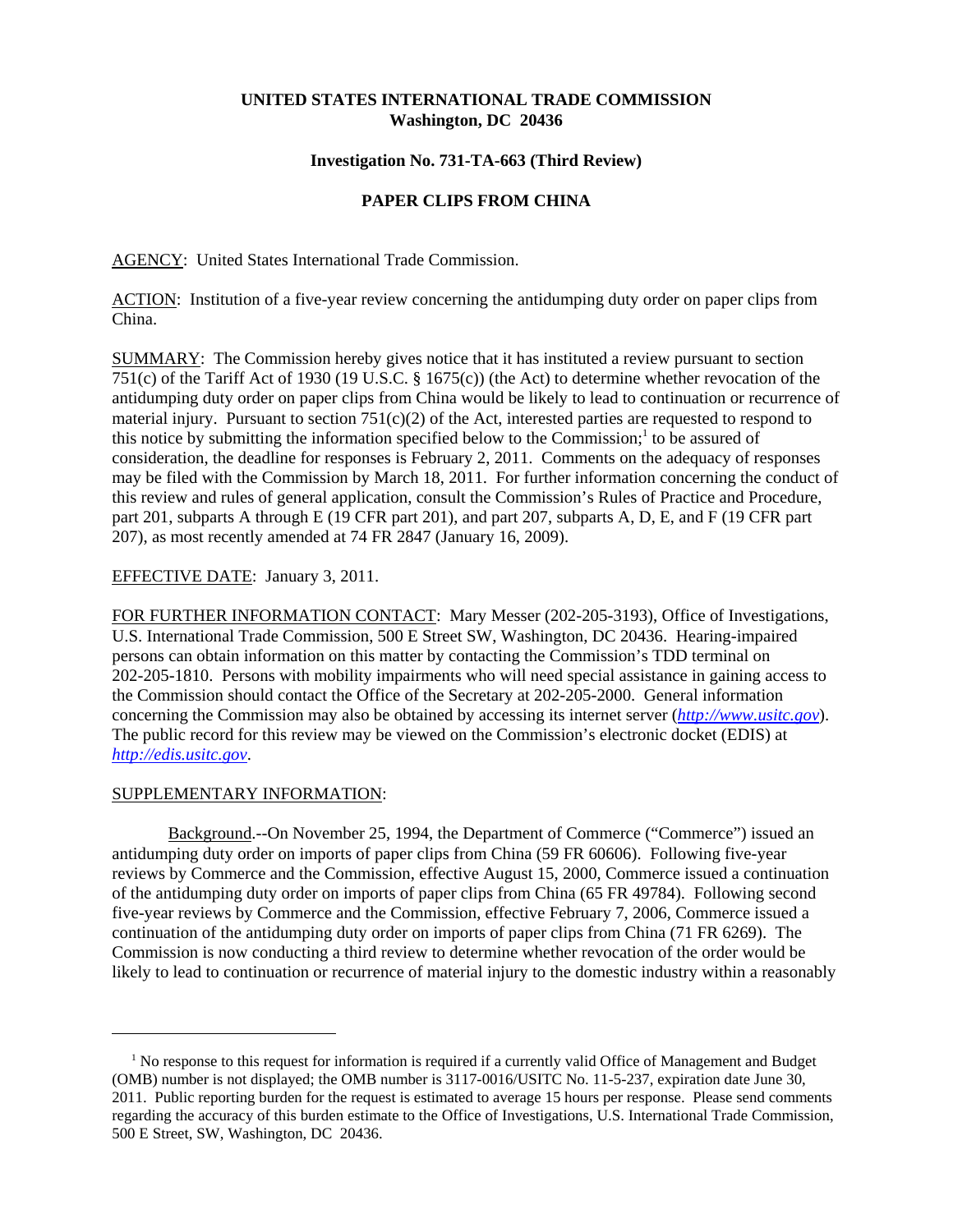**UNITED STATES INTERNATIONAL TRADE COMMISSION**
**Washington, DC 20436**

**Investigation No. 731-TA-663 (Third Review)**

**PAPER CLIPS FROM CHINA**

AGENCY: United States International Trade Commission.

ACTION: Institution of a five-year review concerning the antidumping duty order on paper clips from China.

SUMMARY: The Commission hereby gives notice that it has instituted a review pursuant to section 751(c) of the Tariff Act of 1930 (19 U.S.C. § 1675(c)) (the Act) to determine whether revocation of the antidumping duty order on paper clips from China would be likely to lead to continuation or recurrence of material injury. Pursuant to section 751(c)(2) of the Act, interested parties are requested to respond to this notice by submitting the information specified below to the Commission;[1] to be assured of consideration, the deadline for responses is February 2, 2011. Comments on the adequacy of responses may be filed with the Commission by March 18, 2011. For further information concerning the conduct of this review and rules of general application, consult the Commission's Rules of Practice and Procedure, part 201, subparts A through E (19 CFR part 201), and part 207, subparts A, D, E, and F (19 CFR part 207), as most recently amended at 74 FR 2847 (January 16, 2009).

EFFECTIVE DATE: January 3, 2011.

FOR FURTHER INFORMATION CONTACT: Mary Messer (202-205-3193), Office of Investigations, U.S. International Trade Commission, 500 E Street SW, Washington, DC 20436. Hearing-impaired persons can obtain information on this matter by contacting the Commission's TDD terminal on 202-205-1810. Persons with mobility impairments who will need special assistance in gaining access to the Commission should contact the Office of the Secretary at 202-205-2000. General information concerning the Commission may also be obtained by accessing its internet server (*http://www.usitc.gov*). The public record for this review may be viewed on the Commission's electronic docket (EDIS) at *http://edis.usitc.gov*.

SUPPLEMENTARY INFORMATION:

Background.--On November 25, 1994, the Department of Commerce ("Commerce") issued an antidumping duty order on imports of paper clips from China (59 FR 60606). Following five-year reviews by Commerce and the Commission, effective August 15, 2000, Commerce issued a continuation of the antidumping duty order on imports of paper clips from China (65 FR 49784). Following second five-year reviews by Commerce and the Commission, effective February 7, 2006, Commerce issued a continuation of the antidumping duty order on imports of paper clips from China (71 FR 6269). The Commission is now conducting a third review to determine whether revocation of the order would be likely to lead to continuation or recurrence of material injury to the domestic industry within a reasonably

[1] No response to this request for information is required if a currently valid Office of Management and Budget (OMB) number is not displayed; the OMB number is 3117-0016/USITC No. 11-5-237, expiration date June 30, 2011. Public reporting burden for the request is estimated to average 15 hours per response. Please send comments regarding the accuracy of this burden estimate to the Office of Investigations, U.S. International Trade Commission, 500 E Street, SW, Washington, DC 20436.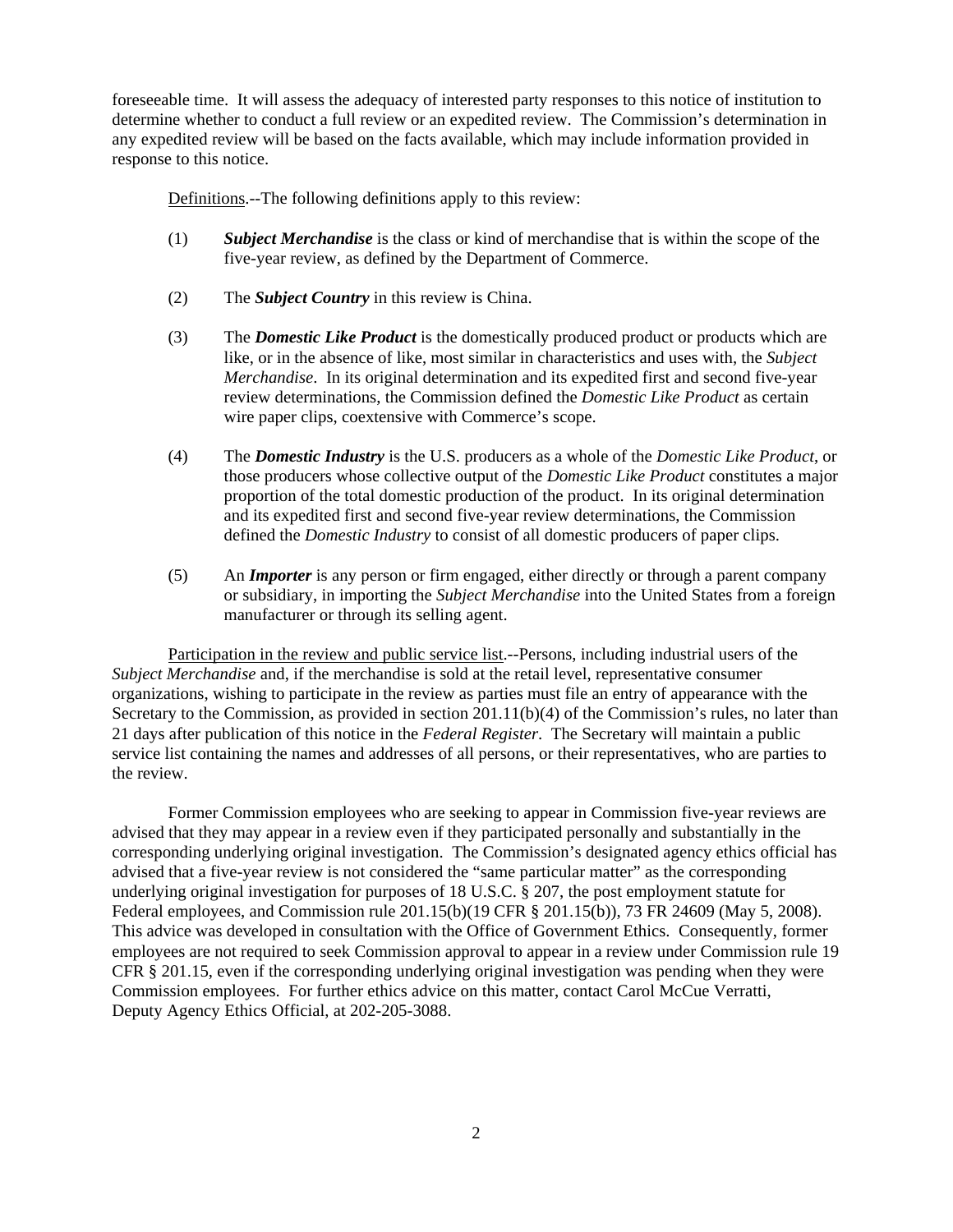foreseeable time. It will assess the adequacy of interested party responses to this notice of institution to determine whether to conduct a full review or an expedited review. The Commission's determination in any expedited review will be based on the facts available, which may include information provided in response to this notice.

Definitions.--The following definitions apply to this review:

(1) ***Subject Merchandise*** is the class or kind of merchandise that is within the scope of the five-year review, as defined by the Department of Commerce.

(2) The ***Subject Country*** in this review is China.

(3) The ***Domestic Like Product*** is the domestically produced product or products which are like, or in the absence of like, most similar in characteristics and uses with, the *Subject Merchandise*. In its original determination and its expedited first and second five-year review determinations, the Commission defined the *Domestic Like Product* as certain wire paper clips, coextensive with Commerce's scope.

(4) The ***Domestic Industry*** is the U.S. producers as a whole of the *Domestic Like Product*, or those producers whose collective output of the *Domestic Like Product* constitutes a major proportion of the total domestic production of the product. In its original determination and its expedited first and second five-year review determinations, the Commission defined the *Domestic Industry* to consist of all domestic producers of paper clips.

(5) An ***Importer*** is any person or firm engaged, either directly or through a parent company or subsidiary, in importing the *Subject Merchandise* into the United States from a foreign manufacturer or through its selling agent.

Participation in the review and public service list.--Persons, including industrial users of the *Subject Merchandise* and, if the merchandise is sold at the retail level, representative consumer organizations, wishing to participate in the review as parties must file an entry of appearance with the Secretary to the Commission, as provided in section 201.11(b)(4) of the Commission's rules, no later than 21 days after publication of this notice in the *Federal Register*. The Secretary will maintain a public service list containing the names and addresses of all persons, or their representatives, who are parties to the review.

Former Commission employees who are seeking to appear in Commission five-year reviews are advised that they may appear in a review even if they participated personally and substantially in the corresponding underlying original investigation. The Commission's designated agency ethics official has advised that a five-year review is not considered the "same particular matter" as the corresponding underlying original investigation for purposes of 18 U.S.C. § 207, the post employment statute for Federal employees, and Commission rule 201.15(b)(19 CFR § 201.15(b)), 73 FR 24609 (May 5, 2008). This advice was developed in consultation with the Office of Government Ethics. Consequently, former employees are not required to seek Commission approval to appear in a review under Commission rule 19 CFR § 201.15, even if the corresponding underlying original investigation was pending when they were Commission employees. For further ethics advice on this matter, contact Carol McCue Verratti, Deputy Agency Ethics Official, at 202-205-3088.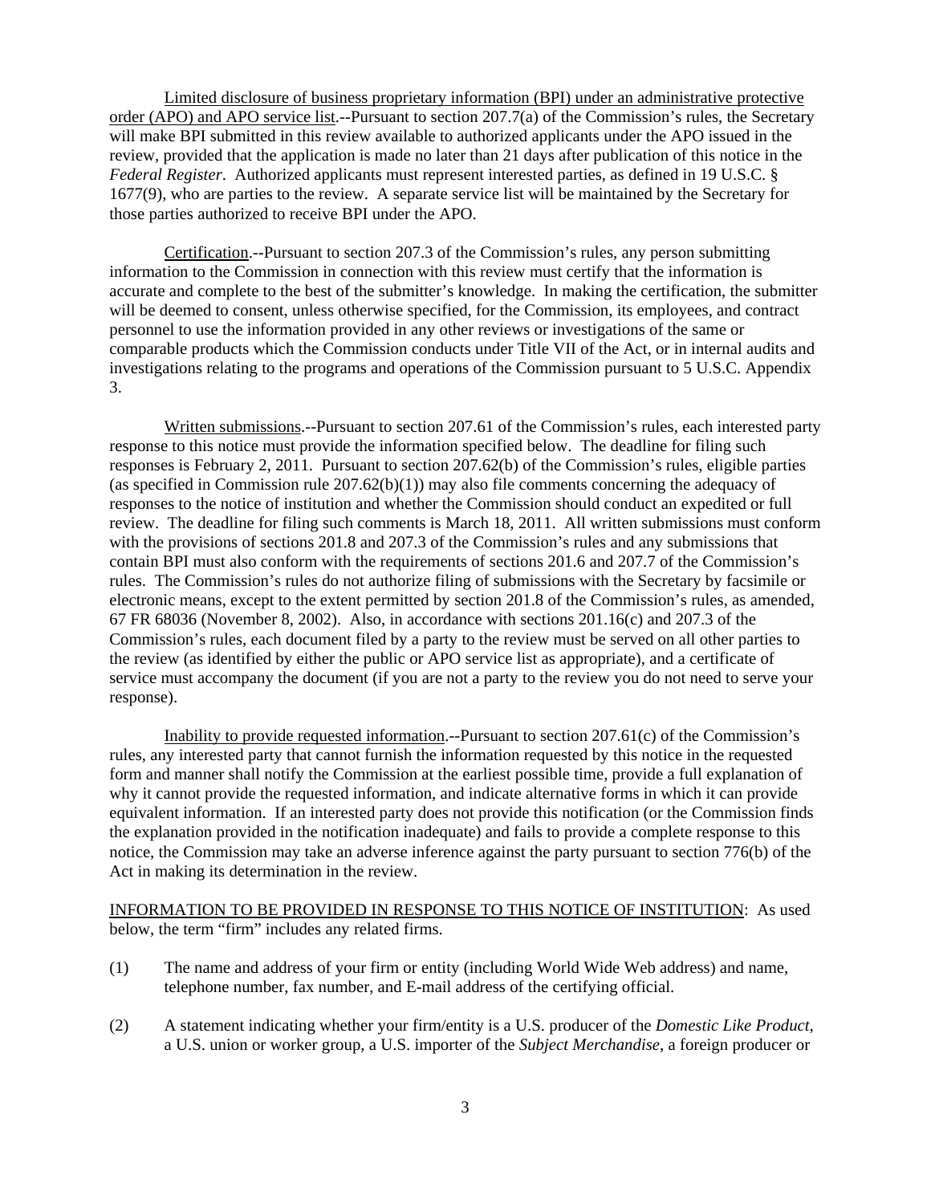Limited disclosure of business proprietary information (BPI) under an administrative protective order (APO) and APO service list.--Pursuant to section 207.7(a) of the Commission's rules, the Secretary will make BPI submitted in this review available to authorized applicants under the APO issued in the review, provided that the application is made no later than 21 days after publication of this notice in the *Federal Register*. Authorized applicants must represent interested parties, as defined in 19 U.S.C. § 1677(9), who are parties to the review. A separate service list will be maintained by the Secretary for those parties authorized to receive BPI under the APO.

Certification.--Pursuant to section 207.3 of the Commission's rules, any person submitting information to the Commission in connection with this review must certify that the information is accurate and complete to the best of the submitter's knowledge. In making the certification, the submitter will be deemed to consent, unless otherwise specified, for the Commission, its employees, and contract personnel to use the information provided in any other reviews or investigations of the same or comparable products which the Commission conducts under Title VII of the Act, or in internal audits and investigations relating to the programs and operations of the Commission pursuant to 5 U.S.C. Appendix 3.

Written submissions.--Pursuant to section 207.61 of the Commission's rules, each interested party response to this notice must provide the information specified below. The deadline for filing such responses is February 2, 2011. Pursuant to section 207.62(b) of the Commission's rules, eligible parties (as specified in Commission rule 207.62(b)(1)) may also file comments concerning the adequacy of responses to the notice of institution and whether the Commission should conduct an expedited or full review. The deadline for filing such comments is March 18, 2011. All written submissions must conform with the provisions of sections 201.8 and 207.3 of the Commission's rules and any submissions that contain BPI must also conform with the requirements of sections 201.6 and 207.7 of the Commission's rules. The Commission's rules do not authorize filing of submissions with the Secretary by facsimile or electronic means, except to the extent permitted by section 201.8 of the Commission's rules, as amended, 67 FR 68036 (November 8, 2002). Also, in accordance with sections 201.16(c) and 207.3 of the Commission's rules, each document filed by a party to the review must be served on all other parties to the review (as identified by either the public or APO service list as appropriate), and a certificate of service must accompany the document (if you are not a party to the review you do not need to serve your response).

Inability to provide requested information.--Pursuant to section 207.61(c) of the Commission's rules, any interested party that cannot furnish the information requested by this notice in the requested form and manner shall notify the Commission at the earliest possible time, provide a full explanation of why it cannot provide the requested information, and indicate alternative forms in which it can provide equivalent information. If an interested party does not provide this notification (or the Commission finds the explanation provided in the notification inadequate) and fails to provide a complete response to this notice, the Commission may take an adverse inference against the party pursuant to section 776(b) of the Act in making its determination in the review.

INFORMATION TO BE PROVIDED IN RESPONSE TO THIS NOTICE OF INSTITUTION: As used below, the term "firm" includes any related firms.

(1) The name and address of your firm or entity (including World Wide Web address) and name, telephone number, fax number, and E-mail address of the certifying official.

(2) A statement indicating whether your firm/entity is a U.S. producer of the *Domestic Like Product*, a U.S. union or worker group, a U.S. importer of the *Subject Merchandise*, a foreign producer or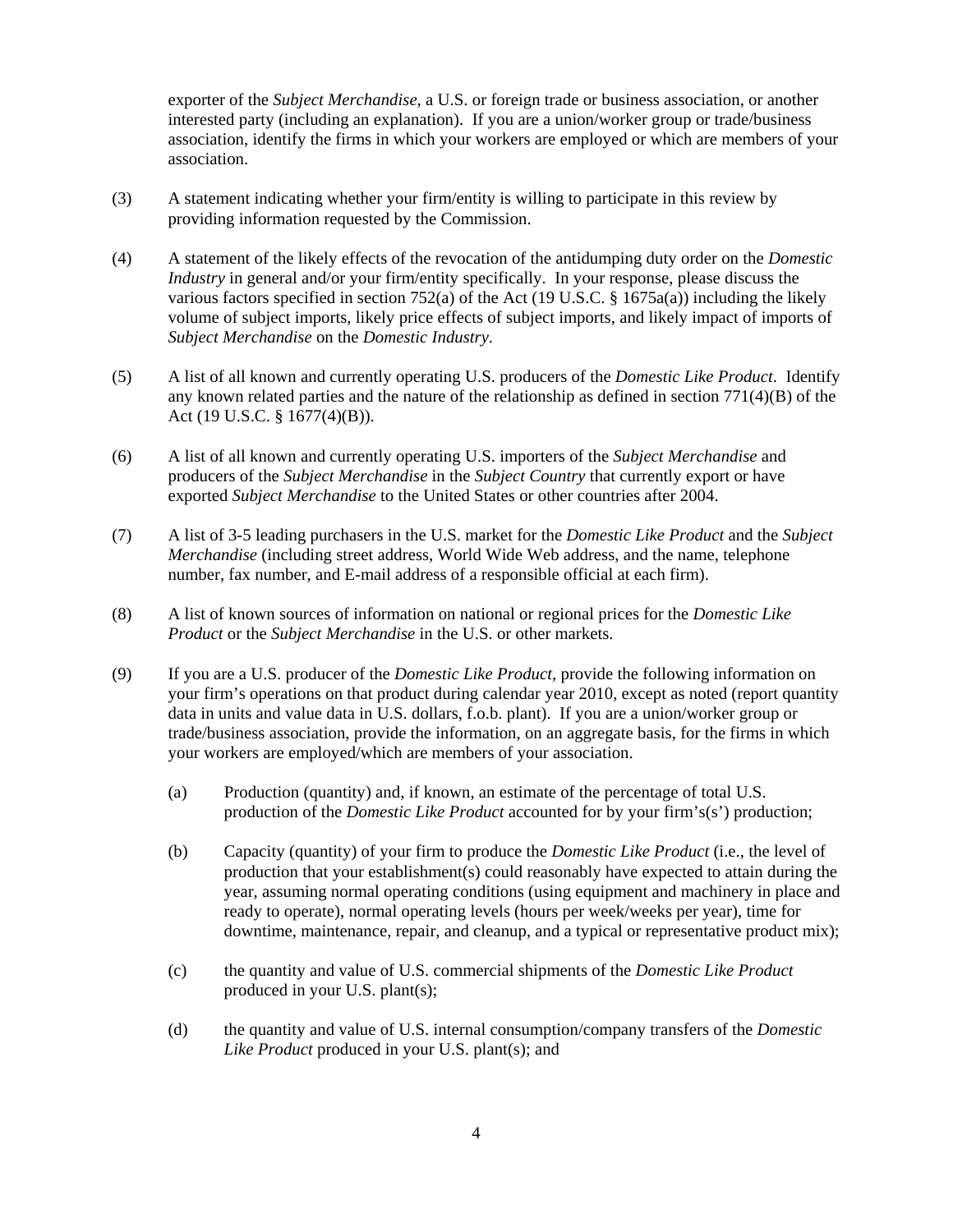exporter of the *Subject Merchandise*, a U.S. or foreign trade or business association, or another interested party (including an explanation). If you are a union/worker group or trade/business association, identify the firms in which your workers are employed or which are members of your association.

(3) A statement indicating whether your firm/entity is willing to participate in this review by providing information requested by the Commission.

(4) A statement of the likely effects of the revocation of the antidumping duty order on the *Domestic Industry* in general and/or your firm/entity specifically. In your response, please discuss the various factors specified in section 752(a) of the Act (19 U.S.C. § 1675a(a)) including the likely volume of subject imports, likely price effects of subject imports, and likely impact of imports of *Subject Merchandise* on the *Domestic Industry*.

(5) A list of all known and currently operating U.S. producers of the *Domestic Like Product*. Identify any known related parties and the nature of the relationship as defined in section 771(4)(B) of the Act (19 U.S.C. § 1677(4)(B)).

(6) A list of all known and currently operating U.S. importers of the *Subject Merchandise* and producers of the *Subject Merchandise* in the *Subject Country* that currently export or have exported *Subject Merchandise* to the United States or other countries after 2004.

(7) A list of 3-5 leading purchasers in the U.S. market for the *Domestic Like Product* and the *Subject Merchandise* (including street address, World Wide Web address, and the name, telephone number, fax number, and E-mail address of a responsible official at each firm).

(8) A list of known sources of information on national or regional prices for the *Domestic Like Product* or the *Subject Merchandise* in the U.S. or other markets.

(9) If you are a U.S. producer of the *Domestic Like Product*, provide the following information on your firm's operations on that product during calendar year 2010, except as noted (report quantity data in units and value data in U.S. dollars, f.o.b. plant). If you are a union/worker group or trade/business association, provide the information, on an aggregate basis, for the firms in which your workers are employed/which are members of your association.

   (a) Production (quantity) and, if known, an estimate of the percentage of total U.S. production of the *Domestic Like Product* accounted for by your firm's(s') production;

   (b) Capacity (quantity) of your firm to produce the *Domestic Like Product* (i.e., the level of production that your establishment(s) could reasonably have expected to attain during the year, assuming normal operating conditions (using equipment and machinery in place and ready to operate), normal operating levels (hours per week/weeks per year), time for downtime, maintenance, repair, and cleanup, and a typical or representative product mix);

   (c) the quantity and value of U.S. commercial shipments of the *Domestic Like Product* produced in your U.S. plant(s);

   (d) the quantity and value of U.S. internal consumption/company transfers of the *Domestic Like Product* produced in your U.S. plant(s); and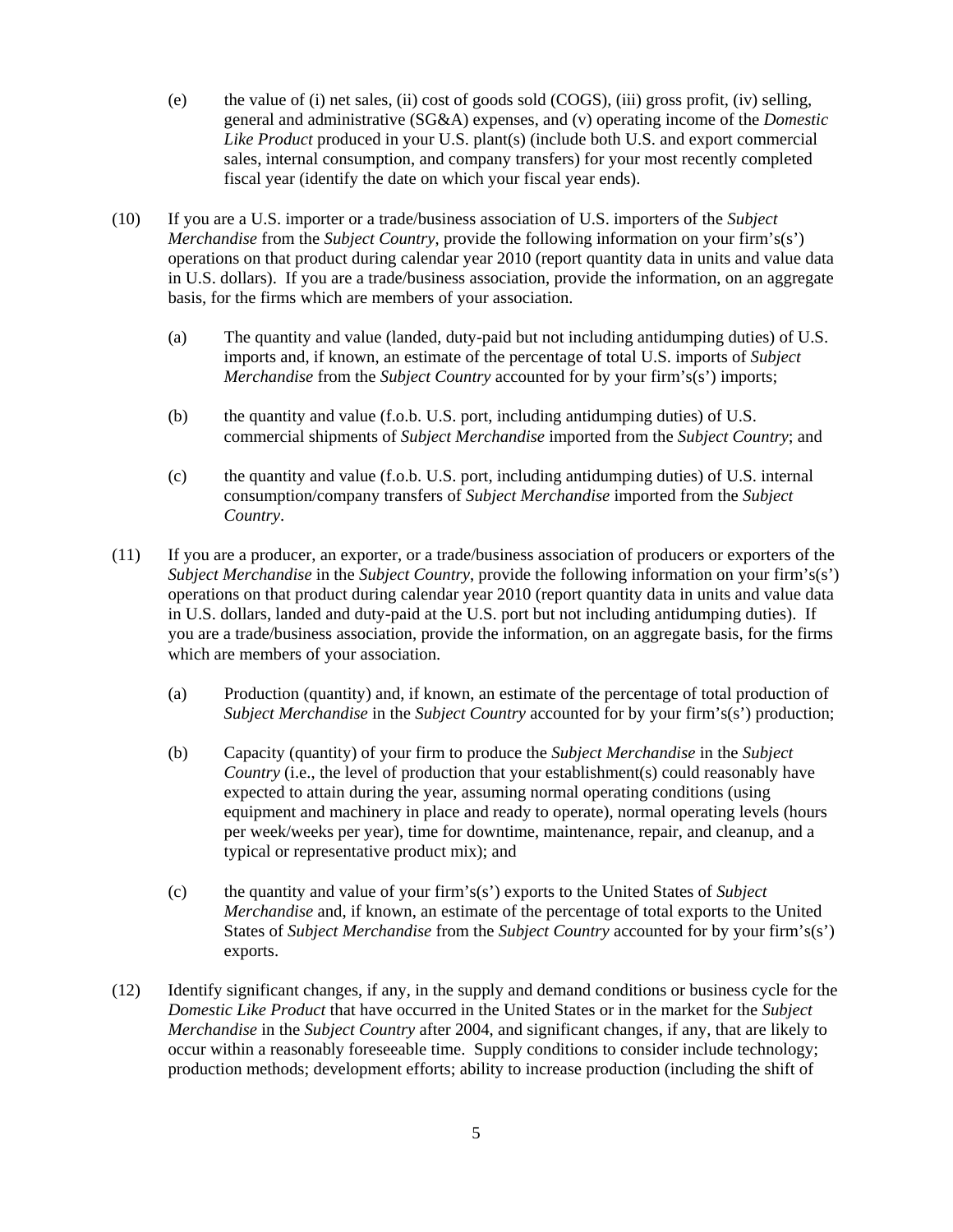(e) the value of (i) net sales, (ii) cost of goods sold (COGS), (iii) gross profit, (iv) selling, general and administrative (SG&A) expenses, and (v) operating income of the *Domestic Like Product* produced in your U.S. plant(s) (include both U.S. and export commercial sales, internal consumption, and company transfers) for your most recently completed fiscal year (identify the date on which your fiscal year ends).

(10) If you are a U.S. importer or a trade/business association of U.S. importers of the *Subject Merchandise* from the *Subject Country*, provide the following information on your firm's(s') operations on that product during calendar year 2010 (report quantity data in units and value data in U.S. dollars). If you are a trade/business association, provide the information, on an aggregate basis, for the firms which are members of your association.

(a) The quantity and value (landed, duty-paid but not including antidumping duties) of U.S. imports and, if known, an estimate of the percentage of total U.S. imports of *Subject Merchandise* from the *Subject Country* accounted for by your firm's(s') imports;

(b) the quantity and value (f.o.b. U.S. port, including antidumping duties) of U.S. commercial shipments of *Subject Merchandise* imported from the *Subject Country*; and

(c) the quantity and value (f.o.b. U.S. port, including antidumping duties) of U.S. internal consumption/company transfers of *Subject Merchandise* imported from the *Subject Country*.

(11) If you are a producer, an exporter, or a trade/business association of producers or exporters of the *Subject Merchandise* in the *Subject Country*, provide the following information on your firm's(s') operations on that product during calendar year 2010 (report quantity data in units and value data in U.S. dollars, landed and duty-paid at the U.S. port but not including antidumping duties). If you are a trade/business association, provide the information, on an aggregate basis, for the firms which are members of your association.

(a) Production (quantity) and, if known, an estimate of the percentage of total production of *Subject Merchandise* in the *Subject Country* accounted for by your firm's(s') production;

(b) Capacity (quantity) of your firm to produce the *Subject Merchandise* in the *Subject Country* (i.e., the level of production that your establishment(s) could reasonably have expected to attain during the year, assuming normal operating conditions (using equipment and machinery in place and ready to operate), normal operating levels (hours per week/weeks per year), time for downtime, maintenance, repair, and cleanup, and a typical or representative product mix); and

(c) the quantity and value of your firm's(s') exports to the United States of *Subject Merchandise* and, if known, an estimate of the percentage of total exports to the United States of *Subject Merchandise* from the *Subject Country* accounted for by your firm's(s') exports.

(12) Identify significant changes, if any, in the supply and demand conditions or business cycle for the *Domestic Like Product* that have occurred in the United States or in the market for the *Subject Merchandise* in the *Subject Country* after 2004, and significant changes, if any, that are likely to occur within a reasonably foreseeable time. Supply conditions to consider include technology; production methods; development efforts; ability to increase production (including the shift of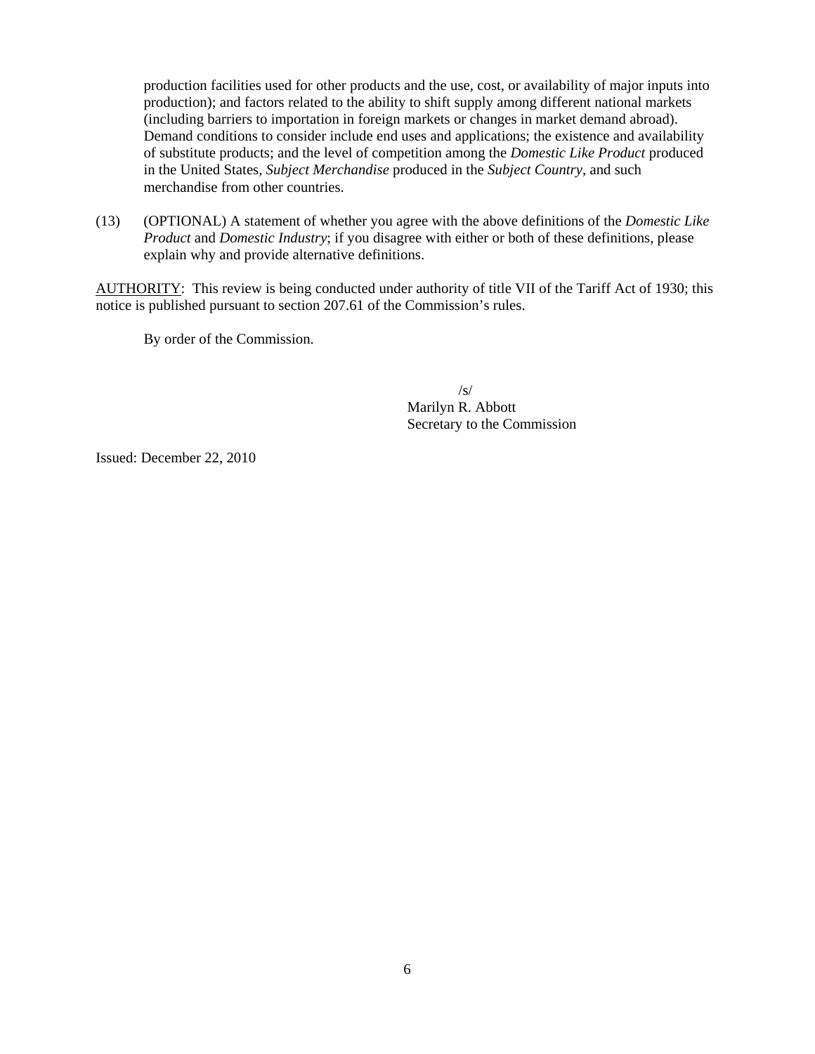production facilities used for other products and the use, cost, or availability of major inputs into production); and factors related to the ability to shift supply among different national markets (including barriers to importation in foreign markets or changes in market demand abroad). Demand conditions to consider include end uses and applications; the existence and availability of substitute products; and the level of competition among the *Domestic Like Product* produced in the United States, *Subject Merchandise* produced in the *Subject Country*, and such merchandise from other countries.

(13) (OPTIONAL) A statement of whether you agree with the above definitions of the *Domestic Like Product* and *Domestic Industry*; if you disagree with either or both of these definitions, please explain why and provide alternative definitions.

AUTHORITY: This review is being conducted under authority of title VII of the Tariff Act of 1930; this notice is published pursuant to section 207.61 of the Commission's rules.

By order of the Commission.

/s/
Marilyn R. Abbott
Secretary to the Commission

Issued: December 22, 2010